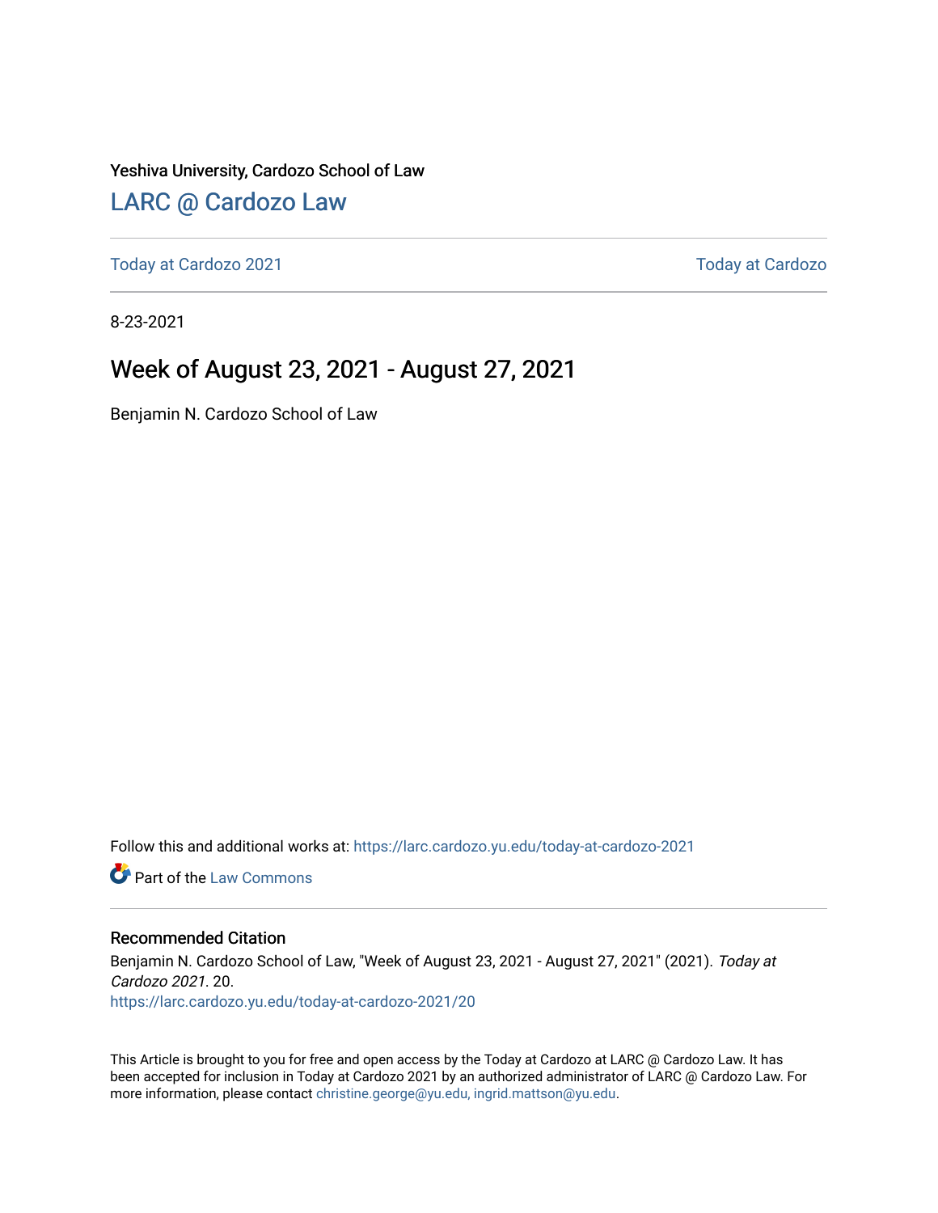Yeshiva University, Cardozo School of Law

LARC @ Cardozo Law

Today at Cardozo 2021 | Today at Cardozo

8-23-2021

# Week of August 23, 2021 - August 27, 2021

Benjamin N. Cardozo School of Law

Follow this and additional works at: https://larc.cardozo.yu.edu/today-at-cardozo-2021

Part of the Law Commons

## Recommended Citation

Benjamin N. Cardozo School of Law, "Week of August 23, 2021 - August 27, 2021" (2021). *Today at Cardozo 2021*. 20.
https://larc.cardozo.yu.edu/today-at-cardozo-2021/20

This Article is brought to you for free and open access by the Today at Cardozo at LARC @ Cardozo Law. It has been accepted for inclusion in Today at Cardozo 2021 by an authorized administrator of LARC @ Cardozo Law. For more information, please contact christine.george@yu.edu, ingrid.mattson@yu.edu.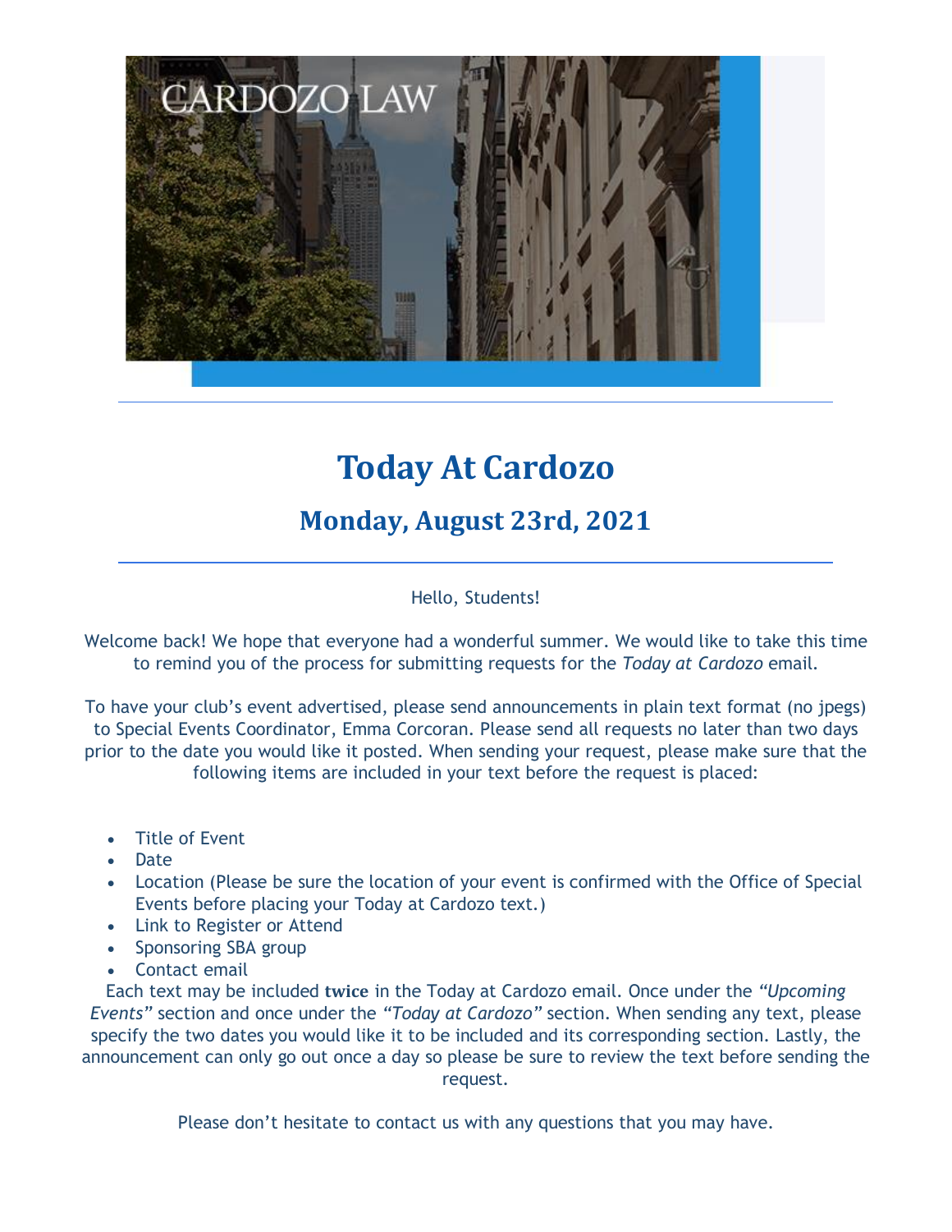# Today At Cardozo

## Monday, August 23rd, 2021

Hello, Students!

Welcome back! We hope that everyone had a wonderful summer. We would like to take this time to remind you of the process for submitting requests for the *Today at Cardozo* email.

To have your club's event advertised, please send announcements in plain text format (no jpegs) to Special Events Coordinator, Emma Corcoran. Please send all requests no later than two days prior to the date you would like it posted. When sending your request, please make sure that the following items are included in your text before the request is placed:

- Title of Event
- Date
- Location (Please be sure the location of your event is confirmed with the Office of Special Events before placing your Today at Cardozo text.)
- Link to Register or Attend
- Sponsoring SBA group
- Contact email

Each text may be included **twice** in the Today at Cardozo email. Once under the *"Upcoming Events"* section and once under the *"Today at Cardozo"* section. When sending any text, please specify the two dates you would like it to be included and its corresponding section. Lastly, the announcement can only go out once a day so please be sure to review the text before sending the request.

Please don't hesitate to contact us with any questions that you may have.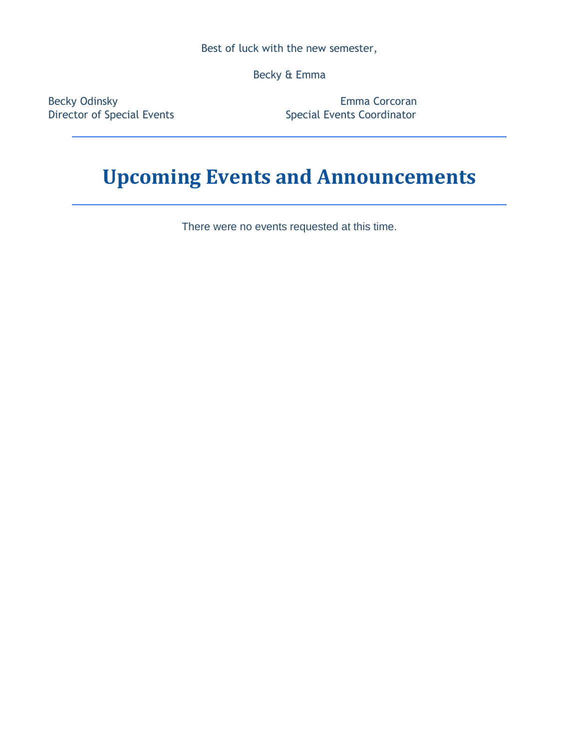Best of luck with the new semester,

Becky & Emma

Becky Odinsky
Director of Special Events

Emma Corcoran
Special Events Coordinator

---

# Upcoming Events and Announcements

---

There were no events requested at this time.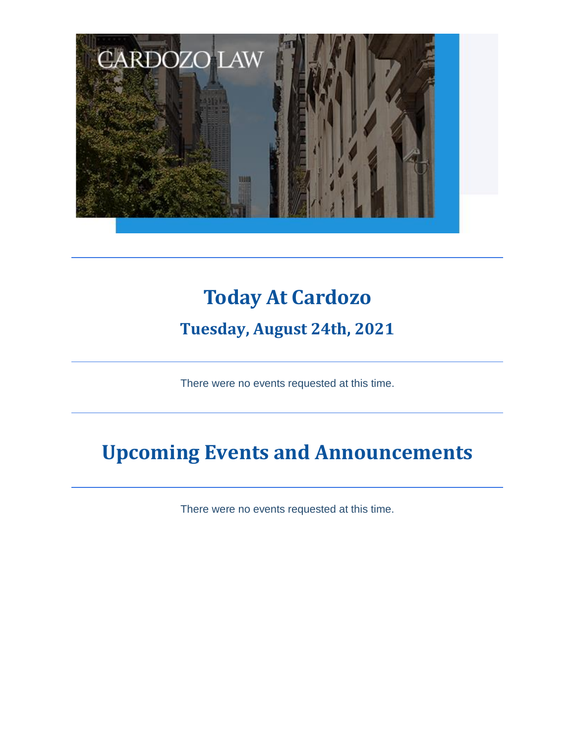# Today At Cardozo

## Tuesday, August 24th, 2021

There were no events requested at this time.

# Upcoming Events and Announcements

There were no events requested at this time.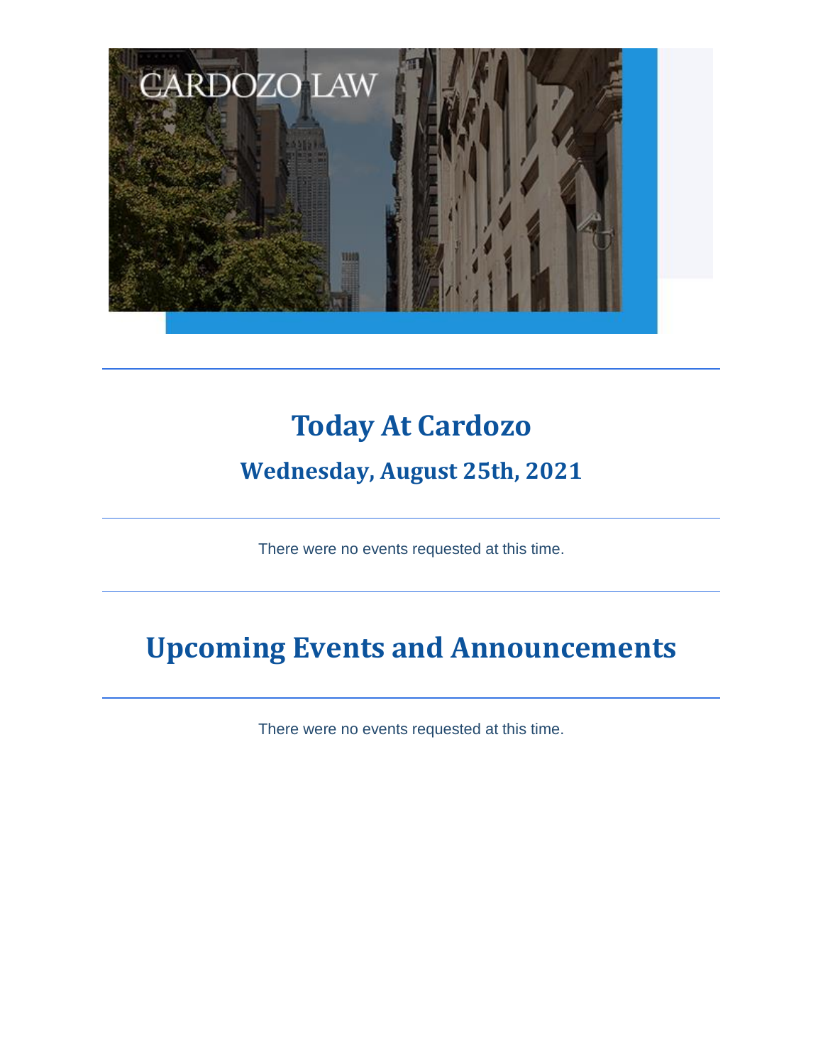# Today At Cardozo

## Wednesday, August 25th, 2021

There were no events requested at this time.

# Upcoming Events and Announcements

There were no events requested at this time.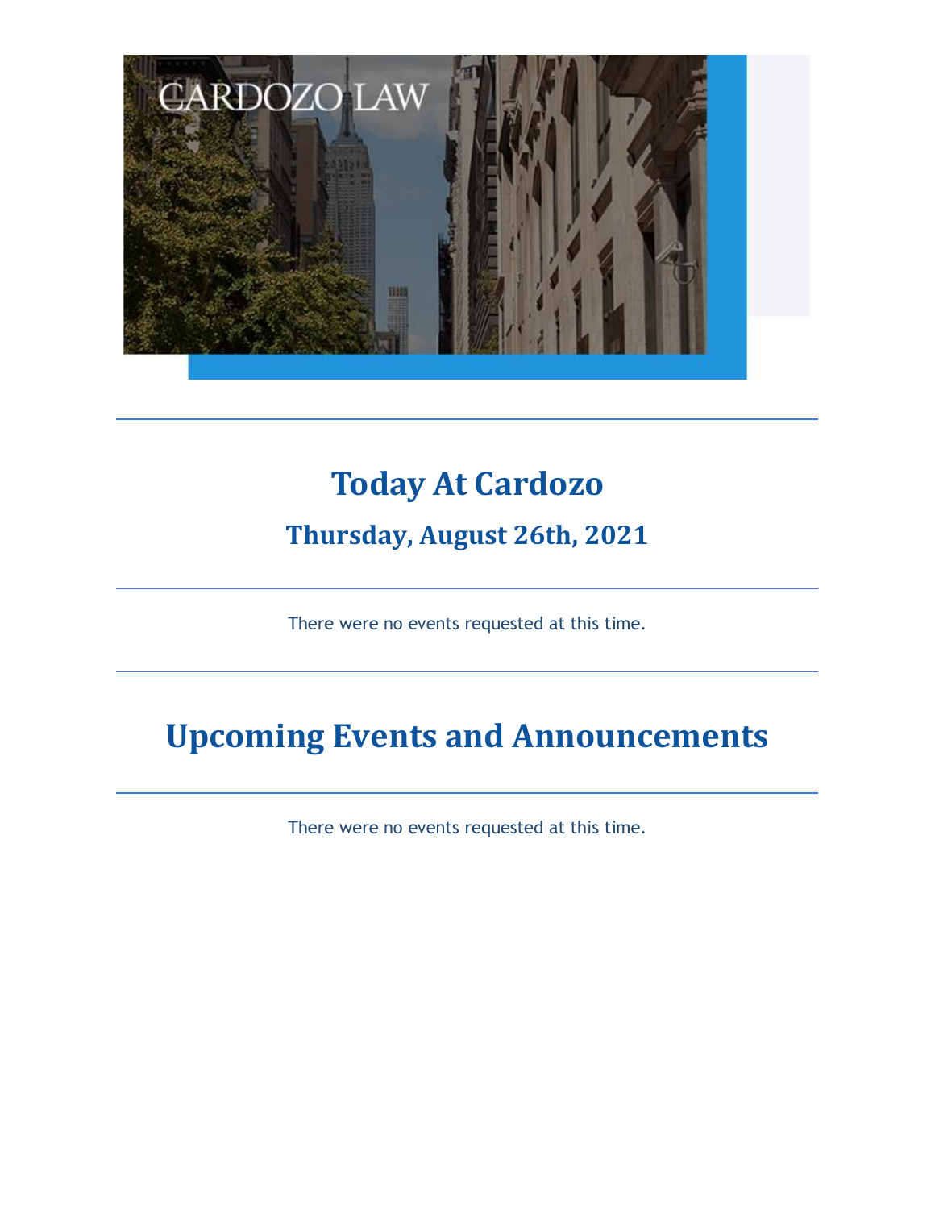# Today At Cardozo

## Thursday, August 26th, 2021

There were no events requested at this time.

# Upcoming Events and Announcements

There were no events requested at this time.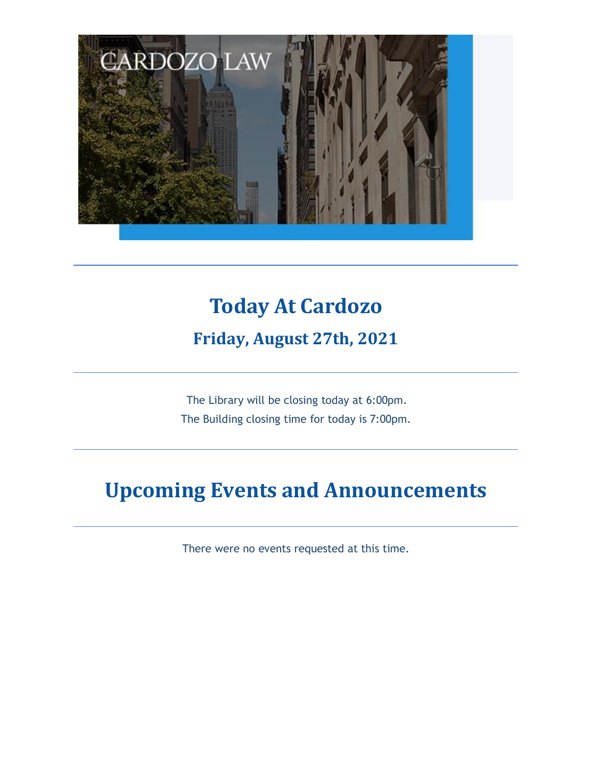# Today At Cardozo

## Friday, August 27th, 2021

The Library will be closing today at 6:00pm.
The Building closing time for today is 7:00pm.

# Upcoming Events and Announcements

There were no events requested at this time.